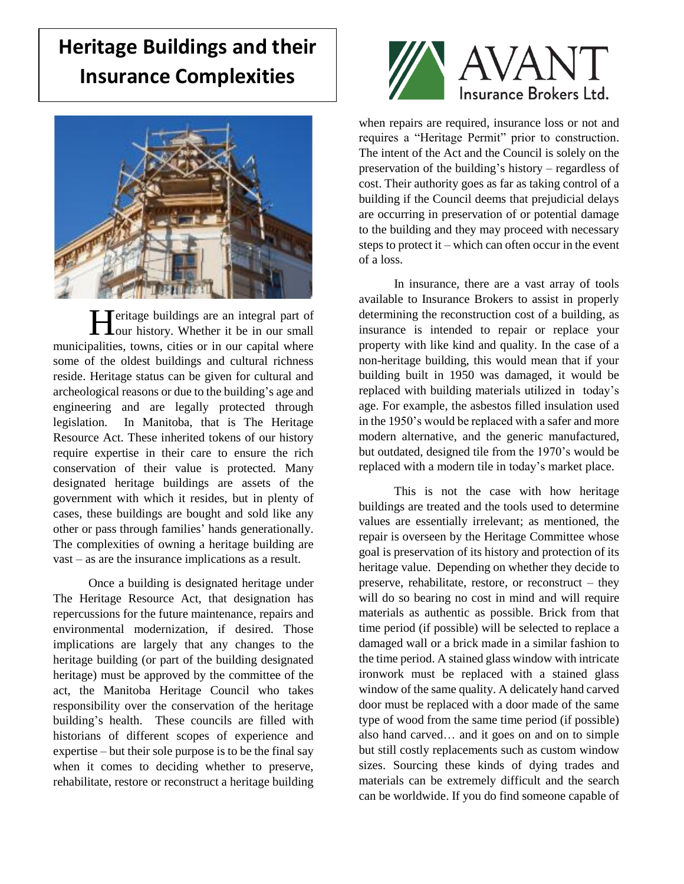# Heritage Buildings and their Insurance Complexities

AVANT Insurance Brokers Ltd.

Heritage buildings are an integral part of our history. Whether it be in our small municipalities, towns, cities or in our capital where some of the oldest buildings and cultural richness reside. Heritage status can be given for cultural and archeological reasons or due to the building's age and engineering and are legally protected through legislation. In Manitoba, that is The Heritage Resource Act. These inherited tokens of our history require expertise in their care to ensure the rich conservation of their value is protected. Many designated heritage buildings are assets of the government with which it resides, but in plenty of cases, these buildings are bought and sold like any other or pass through families' hands generationally. The complexities of owning a heritage building are vast – as are the insurance implications as a result.

Once a building is designated heritage under The Heritage Resource Act, that designation has repercussions for the future maintenance, repairs and environmental modernization, if desired. Those implications are largely that any changes to the heritage building (or part of the building designated heritage) must be approved by the committee of the act, the Manitoba Heritage Council who takes responsibility over the conservation of the heritage building's health. These councils are filled with historians of different scopes of experience and expertise – but their sole purpose is to be the final say when it comes to deciding whether to preserve, rehabilitate, restore or reconstruct a heritage building when repairs are required, insurance loss or not and requires a "Heritage Permit" prior to construction. The intent of the Act and the Council is solely on the preservation of the building's history – regardless of cost. Their authority goes as far as taking control of a building if the Council deems that prejudicial delays are occurring in preservation of or potential damage to the building and they may proceed with necessary steps to protect it – which can often occur in the event of a loss.

In insurance, there are a vast array of tools available to Insurance Brokers to assist in properly determining the reconstruction cost of a building, as insurance is intended to repair or replace your property with like kind and quality. In the case of a non-heritage building, this would mean that if your building built in 1950 was damaged, it would be replaced with building materials utilized in today's age. For example, the asbestos filled insulation used in the 1950's would be replaced with a safer and more modern alternative, and the generic manufactured, but outdated, designed tile from the 1970's would be replaced with a modern tile in today's market place.

This is not the case with how heritage buildings are treated and the tools used to determine values are essentially irrelevant; as mentioned, the repair is overseen by the Heritage Committee whose goal is preservation of its history and protection of its heritage value. Depending on whether they decide to preserve, rehabilitate, restore, or reconstruct – they will do so bearing no cost in mind and will require materials as authentic as possible. Brick from that time period (if possible) will be selected to replace a damaged wall or a brick made in a similar fashion to the time period. A stained glass window with intricate ironwork must be replaced with a stained glass window of the same quality. A delicately hand carved door must be replaced with a door made of the same type of wood from the same time period (if possible) also hand carved… and it goes on and on to simple but still costly replacements such as custom window sizes. Sourcing these kinds of dying trades and materials can be extremely difficult and the search can be worldwide. If you do find someone capable of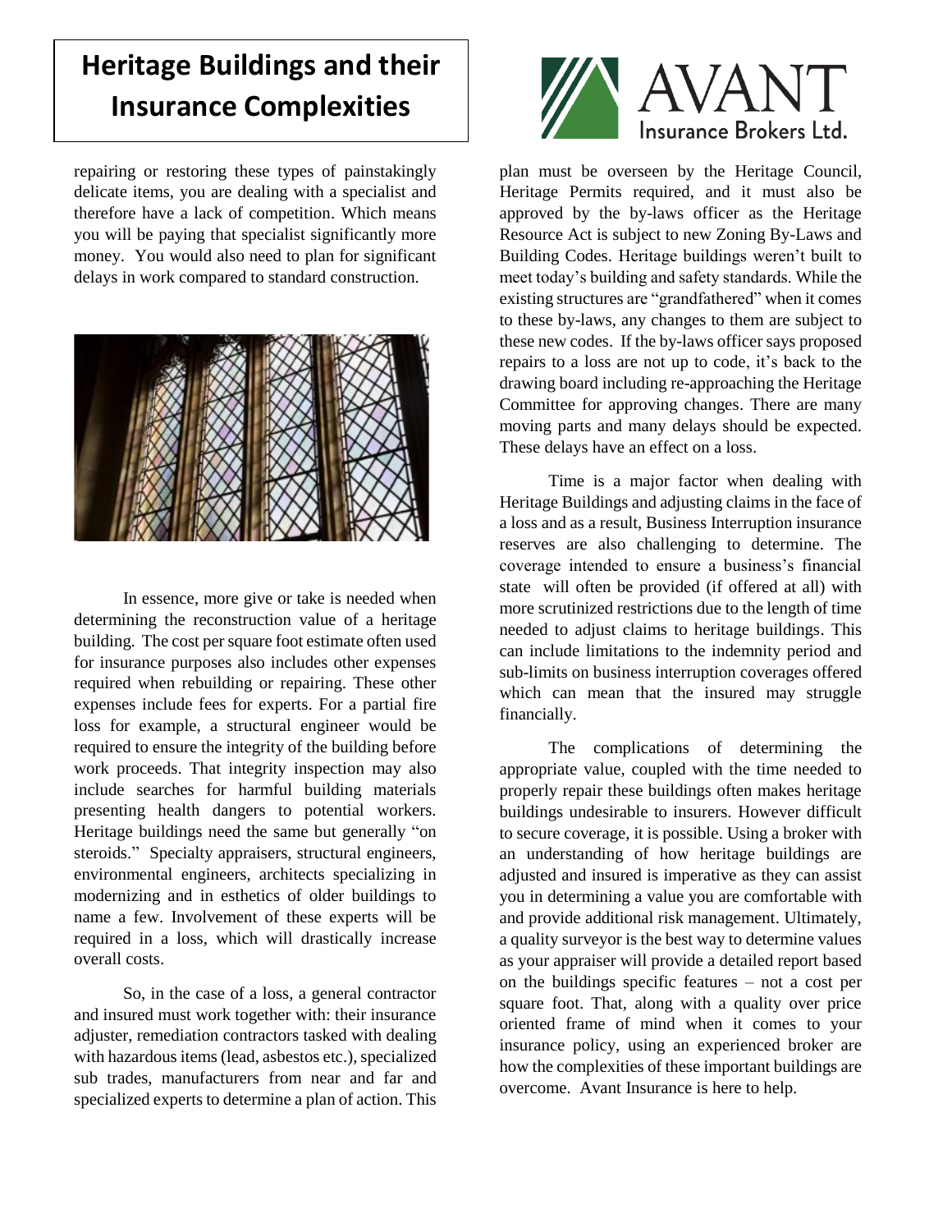# Heritage Buildings and their Insurance Complexities

repairing or restoring these types of painstakingly delicate items, you are dealing with a specialist and therefore have a lack of competition. Which means you will be paying that specialist significantly more money. You would also need to plan for significant delays in work compared to standard construction.

In essence, more give or take is needed when determining the reconstruction value of a heritage building. The cost per square foot estimate often used for insurance purposes also includes other expenses required when rebuilding or repairing. These other expenses include fees for experts. For a partial fire loss for example, a structural engineer would be required to ensure the integrity of the building before work proceeds. That integrity inspection may also include searches for harmful building materials presenting health dangers to potential workers. Heritage buildings need the same but generally "on steroids." Specialty appraisers, structural engineers, environmental engineers, architects specializing in modernizing and in esthetics of older buildings to name a few. Involvement of these experts will be required in a loss, which will drastically increase overall costs.

So, in the case of a loss, a general contractor and insured must work together with: their insurance adjuster, remediation contractors tasked with dealing with hazardous items (lead, asbestos etc.), specialized sub trades, manufacturers from near and far and specialized experts to determine a plan of action. This plan must be overseen by the Heritage Council, Heritage Permits required, and it must also be approved by the by-laws officer as the Heritage Resource Act is subject to new Zoning By-Laws and Building Codes. Heritage buildings weren't built to meet today's building and safety standards. While the existing structures are "grandfathered" when it comes to these by-laws, any changes to them are subject to these new codes. If the by-laws officer says proposed repairs to a loss are not up to code, it's back to the drawing board including re-approaching the Heritage Committee for approving changes. There are many moving parts and many delays should be expected. These delays have an effect on a loss.

Time is a major factor when dealing with Heritage Buildings and adjusting claims in the face of a loss and as a result, Business Interruption insurance reserves are also challenging to determine. The coverage intended to ensure a business's financial state will often be provided (if offered at all) with more scrutinized restrictions due to the length of time needed to adjust claims to heritage buildings. This can include limitations to the indemnity period and sub-limits on business interruption coverages offered which can mean that the insured may struggle financially.

The complications of determining the appropriate value, coupled with the time needed to properly repair these buildings often makes heritage buildings undesirable to insurers. However difficult to secure coverage, it is possible. Using a broker with an understanding of how heritage buildings are adjusted and insured is imperative as they can assist you in determining a value you are comfortable with and provide additional risk management. Ultimately, a quality surveyor is the best way to determine values as your appraiser will provide a detailed report based on the buildings specific features – not a cost per square foot. That, along with a quality over price oriented frame of mind when it comes to your insurance policy, using an experienced broker are how the complexities of these important buildings are overcome. Avant Insurance is here to help.